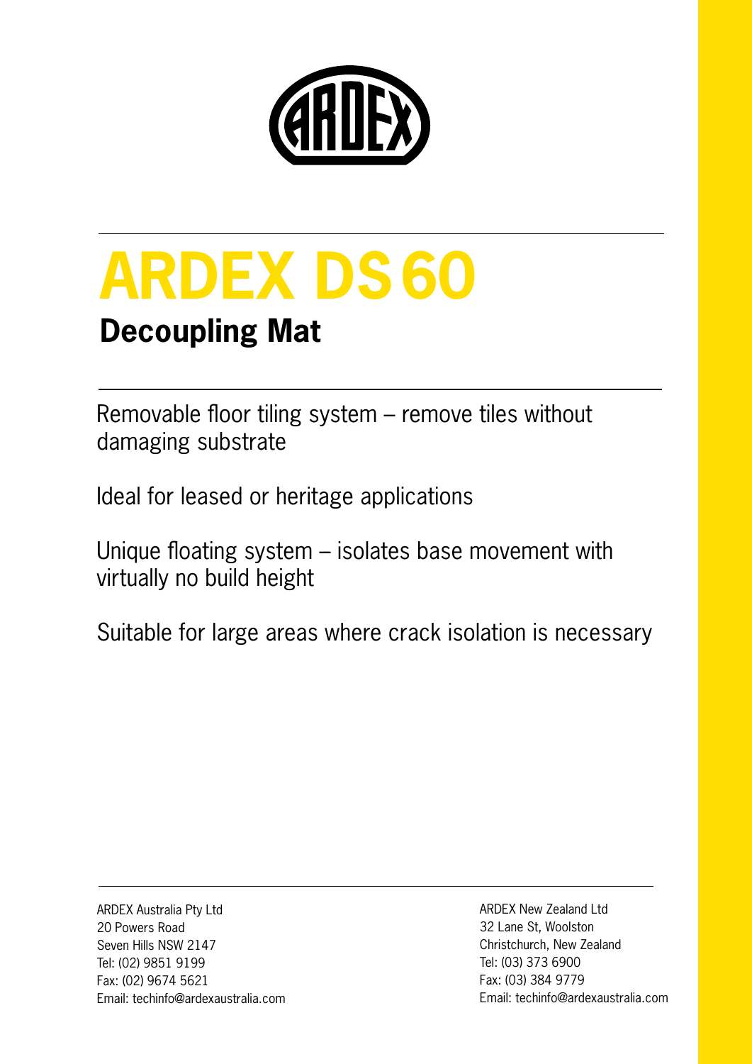# ARDEX DS 60

## Decoupling Mat

Removable floor tiling system – remove tiles without damaging substrate

Ideal for leased or heritage applications

Unique floating system – isolates base movement with virtually no build height

Suitable for large areas where crack isolation is necessary

ARDEX Australia Pty Ltd
20 Powers Road
Seven Hills NSW 2147
Tel: (02) 9851 9199
Fax: (02) 9674 5621
Email: techinfo@ardexaustralia.com

ARDEX New Zealand Ltd
32 Lane St, Woolston
Christchurch, New Zealand
Tel: (03) 373 6900
Fax: (03) 384 9779
Email: techinfo@ardexaustralia.com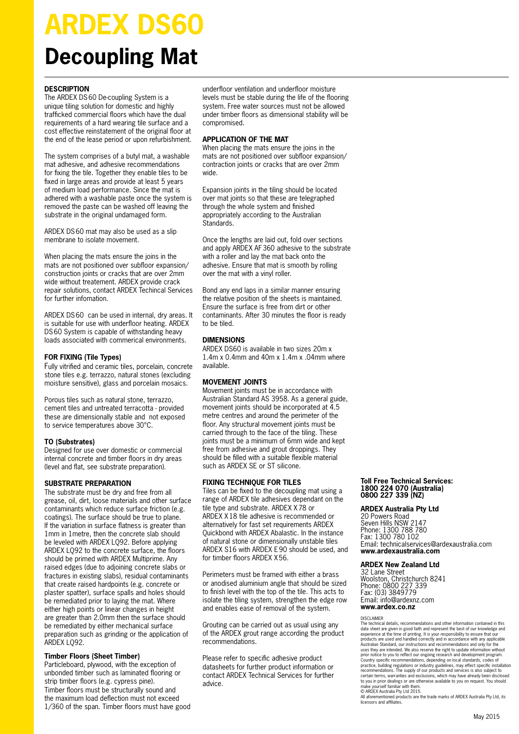# ARDEX DS60

# Decoupling Mat

## DESCRIPTION

The ARDEX DS 60 De-coupling System is a unique tiling solution for domestic and highly trafficked commercial floors which have the dual requirements of a hard wearing tile surface and a cost effective reinstatement of the original floor at the end of the lease period or upon refurbishment.

The system comprises of a butyl mat, a washable mat adhesive, and adhesive recommendations for fixing the tile. Together they enable tiles to be fixed in large areas and provide at least 5 years of medium load performance. Since the mat is adhered with a washable paste once the system is removed the paste can be washed off leaving the substrate in the original undamaged form.

ARDEX DS 60 mat may also be used as a slip membrane to isolate movement.

When placing the mats ensure the joins in the mats are not positioned over subfloor expansion/ construction joints or cracks that are over 2mm wide without treatement. ARDEX provide crack repair solutions, contact ARDEX Techincal Services for further infomation.

ARDEX DS 60 can be used in internal, dry areas. It is suitable for use with underfloor heating. ARDEX DS 60 System is capable of withstanding heavy loads associated with commerical environments.

### FOR FIXING (Tile Types)

Fully vitrified and ceramic tiles, porcelain, concrete stone tiles e.g. terrazzo, natural stones (excluding moisture sensitive), glass and porcelain mosaics.

Porous tiles such as natural stone, terrazzo, cement tiles and untreated terracotta - provided these are dimensionally stable and not exposed to service temperatures above 30°C.

### TO (Substrates)

Designed for use over domestic or commercial internal concrete and timber floors in dry areas (level and flat, see substrate preparation).

## SUBSTRATE PREPARATION

The substrate must be dry and free from all grease, oil, dirt, loose materials and other surface contaminants which reduce surface friction (e.g. coatings). The surface should be true to plane. If the variation in surface flatness is greater than 1mm in 1metre, then the concrete slab should be leveled with ARDEX LQ92. Before applying ARDEX LQ92 to the concrete surface, the floors should be primed with ARDEX Multiprime. Any raised edges (due to adjoining concrete slabs or fractures in existing slabs), residual contaminants that create raised hardpoints (e.g. concrete or plaster spatter), surface spalls and holes should be remediated prior to laying the mat. Where either high points or linear changes in height are greater than 2.0mm then the surface should be remediated by either mechanical surface preparation such as grinding or the application of ARDEX LQ92.

### Timber Floors (Sheet Timber)

Particleboard, plywood, with the exception of unbonded timber such as laminated flooring or strip timber floors (e.g. cypress pine).
Timber floors must be structurally sound and the maximum load deflection must not exceed 1/360 of the span. Timber floors must have good underfloor ventilation and underfloor moisture levels must be stable during the life of the flooring system. Free water sources must not be allowed under timber floors as dimensional stability will be compromised.

## APPLICATION OF THE MAT

When placing the mats ensure the joins in the mats are not positioned over subfloor expansion/ contraction joints or cracks that are over 2mm wide.

Expansion joints in the tiling should be located over mat joints so that these are telegraphed through the whole system and finished appropriately according to the Australian Standards.

Once the lengths are laid out, fold over sections and apply ARDEX AF 360 adhesive to the substrate with a roller and lay the mat back onto the adhesive. Ensure that mat is smooth by rolling over the mat with a vinyl roller.

Bond any end laps in a similar manner ensuring the relative position of the sheets is maintained. Ensure the surface is free from dirt or other contaminants. After 30 minutes the floor is ready to be tiled.

## DIMENSIONS

ARDEX DS60 is available in two sizes 20m x 1.4m x 0.4mm and 40m x 1.4m x .04mm where available.

## MOVEMENT JOINTS

Movement joints must be in accordance with Australian Standard AS 3958. As a general guide, movement joints should be incorporated at 4.5 metre centres and around the perimeter of the floor. Any structural movement joints must be carried through to the face of the tiling. These joints must be a minimum of 6mm wide and kept free from adhesive and grout droppings. They should be filled with a suitable flexible material such as ARDEX SE or ST silicone.

## FIXING TECHNIQUE FOR TILES

Tiles can be fixed to the decoupling mat using a range of ARDEX tile adhesives dependant on the tile type and substrate. ARDEX X 78 or ARDEX X 18 tile adhesive is recommended or alternatively for fast set requirements ARDEX Quickbond with ARDEX Abalastic. In the instance of natural stone or dimensionally unstable tiles ARDEX S16 with ARDEX E 90 should be used, and for timber floors ARDEX X 56.

Perimeters must be framed with either a brass or anodised aluminium angle that should be sized to finish level with the top of the tile. This acts to isolate the tiling system, strengthen the edge row and enables ease of removal of the system.

Grouting can be carried out as usual using any of the ARDEX grout range according the product recommendations.

Please refer to specific adhesive product datasheets for further product information or contact ARDEX Technical Services for further advice.

**Toll Free Technical Services:**
**1800 224 070 (Australia)**
**0800 227 339 (NZ)**

**ARDEX Australia Pty Ltd**
20 Powers Road
Seven Hills NSW 2147
Phone: 1300 788 780
Fax: 1300 780 102
Email: technicalservices@ardexaustralia.com
**www.ardexaustralia.com**

**ARDEX New Zealand Ltd**
32 Lane Street
Woolston, Christchurch 8241
Phone: 0800 227 339
Fax: (03) 3849779
Email: info@ardexnz.com
**www.ardex.co.nz**

DISCLAIMER
The technical details, recommendations and other information contained in this data sheet are given in good faith and represent the best of our knowledge and experience at the time of printing. It is your responsibility to ensure that our products are used and handled correctly and in accordance with any applicable Australian Standard, our instructions and recommendations and only for the uses they are intended. We also reserve the right to update information without prior notice to you to reflect our ongoing research and development program. Country specific recommendations, depending on local standards, codes of practice, building regulations or industry guidelines, may effect specific installation recommendations. The supply of our products and services is also subject to certain terms, warranties and exclusions, which may have already been disclosed to you in prior dealings or are otherwise available to you on request. You should make yourself familiar with them.
© ARDEX Australia Pty Ltd 2015.
All aforementioned products are the trade marks of ARDEX Australia Pty Ltd, its licensors and affiliates.

May 2015